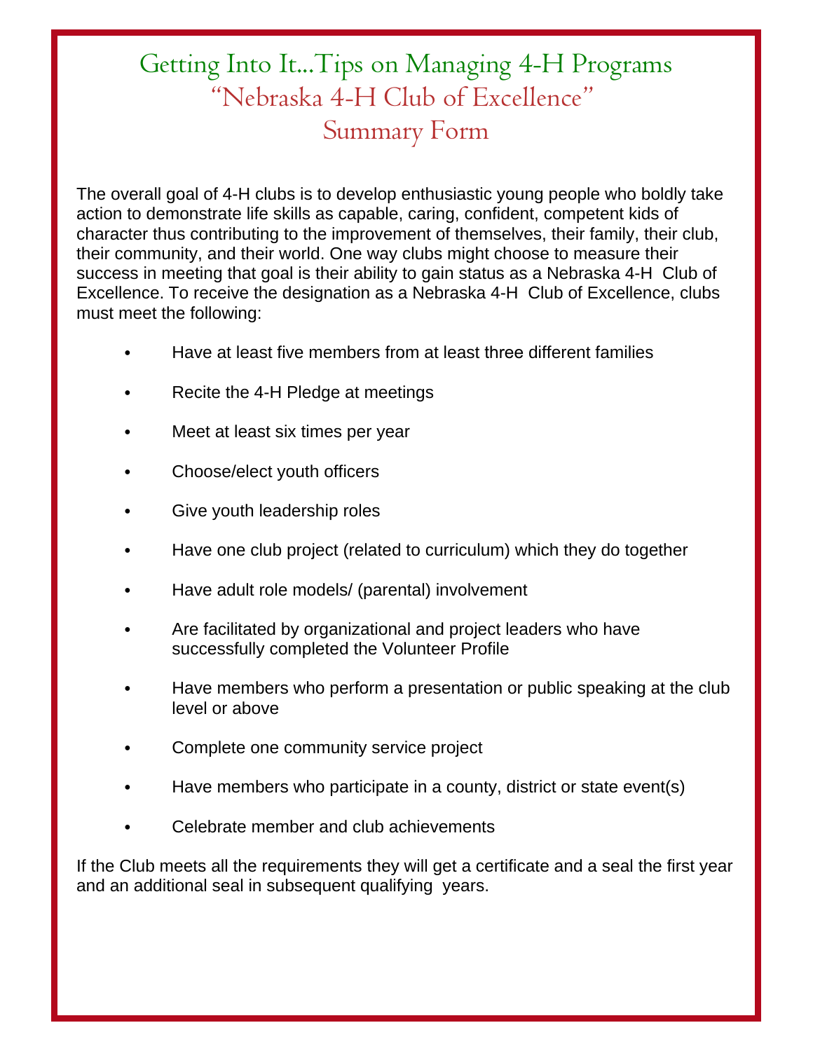# Getting Into It...Tips on Managing 4-H Programs

## "Nebraska 4-H Club of Excellence"

## Summary Form

The overall goal of 4-H clubs is to develop enthusiastic young people who boldly take action to demonstrate life skills as capable, caring, confident, competent kids of character thus contributing to the improvement of themselves, their family, their club, their community, and their world. One way clubs might choose to measure their success in meeting that goal is their ability to gain status as a Nebraska 4-H Club of Excellence. To receive the designation as a Nebraska 4-H Club of Excellence, clubs must meet the following:

- Have at least five members from at least three different families
- Recite the 4-H Pledge at meetings
- Meet at least six times per year
- Choose/elect youth officers
- Give youth leadership roles
- Have one club project (related to curriculum) which they do together
- Have adult role models/ (parental) involvement
- Are facilitated by organizational and project leaders who have successfully completed the Volunteer Profile
- Have members who perform a presentation or public speaking at the club level or above
- Complete one community service project
- Have members who participate in a county, district or state event(s)
- Celebrate member and club achievements

If the Club meets all the requirements they will get a certificate and a seal the first year and an additional seal in subsequent qualifying years.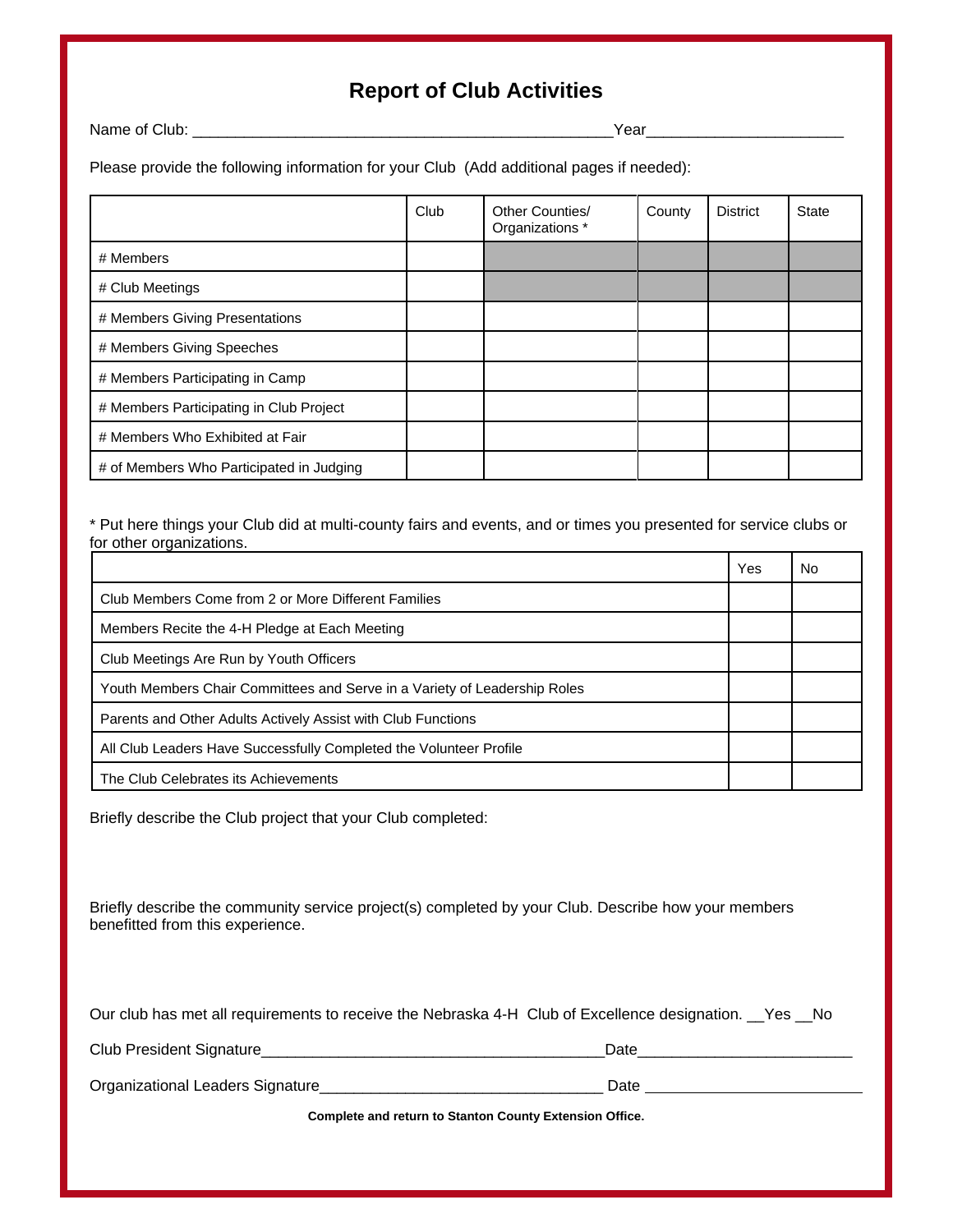# Report of Club Activities

Name of Club: ___________________________________________________Year______________________

Please provide the following information for your Club (Add additional pages if needed):

| | Club | Other Counties/ Organizations * | County | District | State |
|---|---|---|---|---|---|
| # Members | | | | | |
| # Club Meetings | | | | | |
| # Members Giving Presentations | | | | | |
| # Members Giving Speeches | | | | | |
| # Members Participating in Camp | | | | | |
| # Members Participating in Club Project | | | | | |
| # Members Who Exhibited at Fair | | | | | |
| # of Members Who Participated in Judging | | | | | |

* Put here things your Club did at multi-county fairs and events, and or times you presented for service clubs or for other organizations.

| | Yes | No |
|---|---|---|
| Club Members Come from 2 or More Different Families | | |
| Members Recite the 4-H Pledge at Each Meeting | | |
| Club Meetings Are Run by Youth Officers | | |
| Youth Members Chair Committees and Serve in a Variety of Leadership Roles | | |
| Parents and Other Adults Actively Assist with Club Functions | | |
| All Club Leaders Have Successfully Completed the Volunteer Profile | | |
| The Club Celebrates its Achievements | | |

Briefly describe the Club project that your Club completed:

Briefly describe the community service project(s) completed by your Club. Describe how your members benefitted from this experience.

Our club has met all requirements to receive the Nebraska 4-H Club of Excellence designation. __Yes __No

Club President Signature________________________________________Date_________________________

Organizational Leaders Signature_________________________________ Date _________________________

**Complete and return to Stanton County Extension Office.**